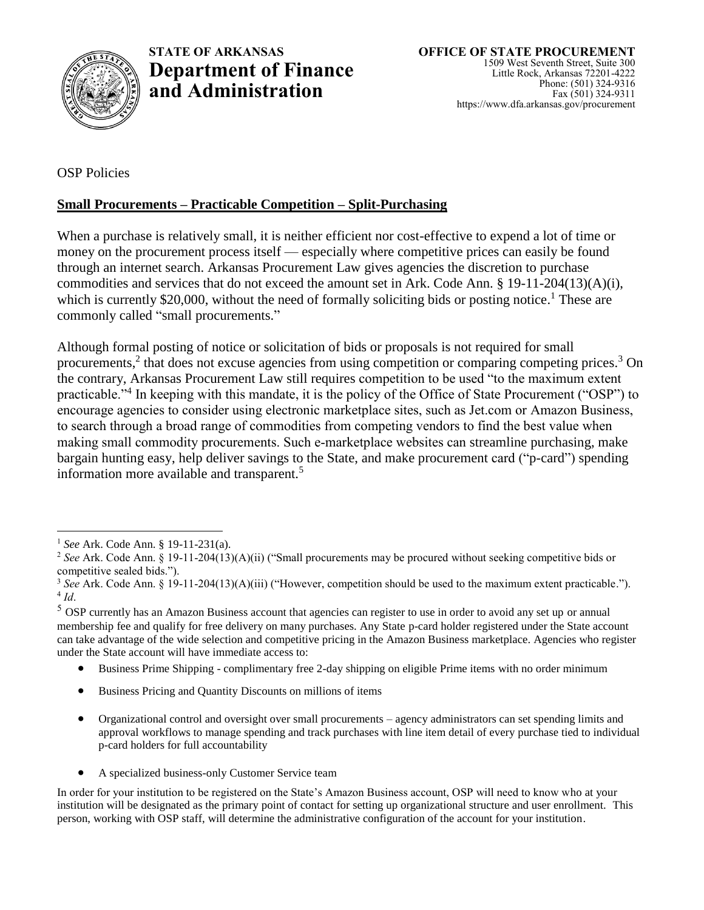**STATE OF ARKANSAS**
# Department of Finance and Administration

**OFFICE OF STATE PROCUREMENT**
1509 West Seventh Street, Suite 300
Little Rock, Arkansas 72201-4222
Phone: (501) 324-9316
Fax (501) 324-9311
https://www.dfa.arkansas.gov/procurement

OSP Policies

## **Small Procurements – Practicable Competition – Split-Purchasing**

When a purchase is relatively small, it is neither efficient nor cost-effective to expend a lot of time or money on the procurement process itself — especially where competitive prices can easily be found through an internet search. Arkansas Procurement Law gives agencies the discretion to purchase commodities and services that do not exceed the amount set in Ark. Code Ann. § 19-11-204(13)(A)(i), which is currently $20,000, without the need of formally soliciting bids or posting notice.[1] These are commonly called "small procurements."

Although formal posting of notice or solicitation of bids or proposals is not required for small procurements,[2] that does not excuse agencies from using competition or comparing competing prices.[3] On the contrary, Arkansas Procurement Law still requires competition to be used "to the maximum extent practicable."[4] In keeping with this mandate, it is the policy of the Office of State Procurement ("OSP") to encourage agencies to consider using electronic marketplace sites, such as Jet.com or Amazon Business, to search through a broad range of commodities from competing vendors to find the best value when making small commodity procurements. Such e-marketplace websites can streamline purchasing, make bargain hunting easy, help deliver savings to the State, and make procurement card ("p-card") spending information more available and transparent.[5]

---

[1] *See* Ark. Code Ann. § 19-11-231(a).

[2] *See* Ark. Code Ann. § 19-11-204(13)(A)(ii) ("Small procurements may be procured without seeking competitive bids or competitive sealed bids.").

[3] *See* Ark. Code Ann. § 19-11-204(13)(A)(iii) ("However, competition should be used to the maximum extent practicable.").

[4] *Id*.

[5] OSP currently has an Amazon Business account that agencies can register to use in order to avoid any set up or annual membership fee and qualify for free delivery on many purchases. Any State p-card holder registered under the State account can take advantage of the wide selection and competitive pricing in the Amazon Business marketplace. Agencies who register under the State account will have immediate access to:

- Business Prime Shipping - complimentary free 2-day shipping on eligible Prime items with no order minimum
- Business Pricing and Quantity Discounts on millions of items
- Organizational control and oversight over small procurements – agency administrators can set spending limits and approval workflows to manage spending and track purchases with line item detail of every purchase tied to individual p-card holders for full accountability
- A specialized business-only Customer Service team

In order for your institution to be registered on the State's Amazon Business account, OSP will need to know who at your institution will be designated as the primary point of contact for setting up organizational structure and user enrollment. This person, working with OSP staff, will determine the administrative configuration of the account for your institution.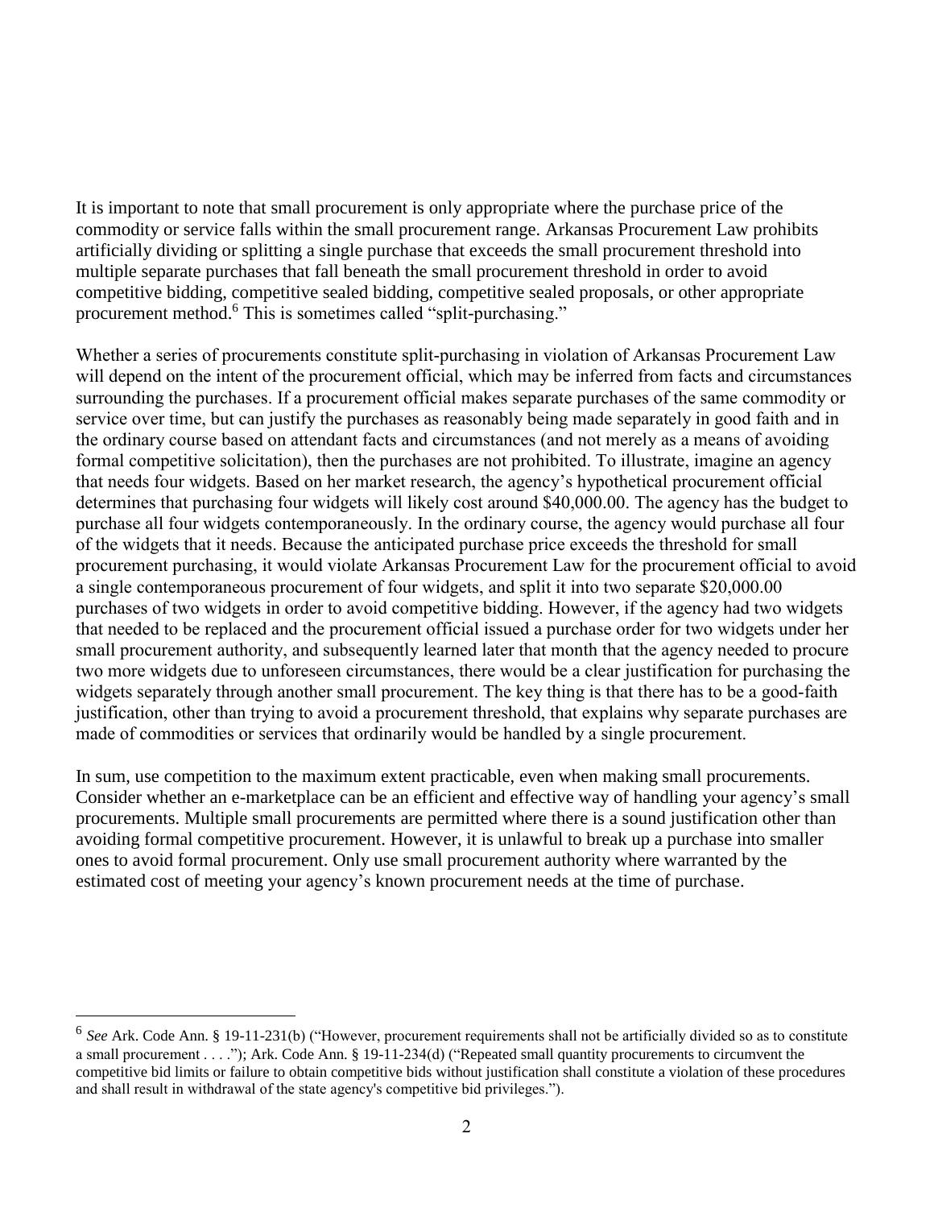It is important to note that small procurement is only appropriate where the purchase price of the commodity or service falls within the small procurement range. Arkansas Procurement Law prohibits artificially dividing or splitting a single purchase that exceeds the small procurement threshold into multiple separate purchases that fall beneath the small procurement threshold in order to avoid competitive bidding, competitive sealed bidding, competitive sealed proposals, or other appropriate procurement method.[6] This is sometimes called "split-purchasing."

Whether a series of procurements constitute split-purchasing in violation of Arkansas Procurement Law will depend on the intent of the procurement official, which may be inferred from facts and circumstances surrounding the purchases. If a procurement official makes separate purchases of the same commodity or service over time, but can justify the purchases as reasonably being made separately in good faith and in the ordinary course based on attendant facts and circumstances (and not merely as a means of avoiding formal competitive solicitation), then the purchases are not prohibited. To illustrate, imagine an agency that needs four widgets. Based on her market research, the agency's hypothetical procurement official determines that purchasing four widgets will likely cost around $40,000.00. The agency has the budget to purchase all four widgets contemporaneously. In the ordinary course, the agency would purchase all four of the widgets that it needs. Because the anticipated purchase price exceeds the threshold for small procurement purchasing, it would violate Arkansas Procurement Law for the procurement official to avoid a single contemporaneous procurement of four widgets, and split it into two separate $20,000.00 purchases of two widgets in order to avoid competitive bidding. However, if the agency had two widgets that needed to be replaced and the procurement official issued a purchase order for two widgets under her small procurement authority, and subsequently learned later that month that the agency needed to procure two more widgets due to unforeseen circumstances, there would be a clear justification for purchasing the widgets separately through another small procurement. The key thing is that there has to be a good-faith justification, other than trying to avoid a procurement threshold, that explains why separate purchases are made of commodities or services that ordinarily would be handled by a single procurement.

In sum, use competition to the maximum extent practicable, even when making small procurements. Consider whether an e-marketplace can be an efficient and effective way of handling your agency's small procurements. Multiple small procurements are permitted where there is a sound justification other than avoiding formal competitive procurement. However, it is unlawful to break up a purchase into smaller ones to avoid formal procurement. Only use small procurement authority where warranted by the estimated cost of meeting your agency's known procurement needs at the time of purchase.

---

[6] *See* Ark. Code Ann. § 19-11-231(b) ("However, procurement requirements shall not be artificially divided so as to constitute a small procurement . . . ."); Ark. Code Ann. § 19-11-234(d) ("Repeated small quantity procurements to circumvent the competitive bid limits or failure to obtain competitive bids without justification shall constitute a violation of these procedures and shall result in withdrawal of the state agency's competitive bid privileges.").